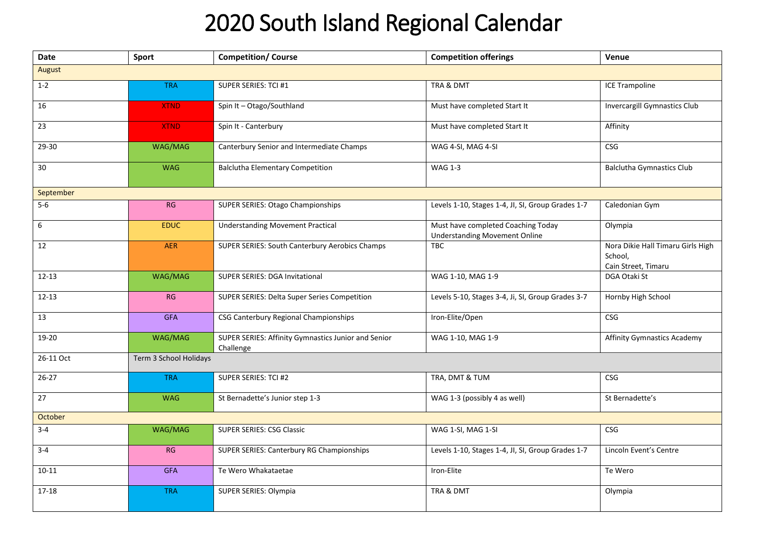# 2020 South Island Regional Calendar

| Date | Sport | Competition/ Course | Competition offerings | Venue |
|---|---|---|---|---|
| August | | | | |
| 1-2 | TRA | SUPER SERIES: TCI #1 | TRA & DMT | ICE Trampoline |
| 16 | XTND | Spin It – Otago/Southland | Must have completed Start It | Invercargill Gymnastics Club |
| 23 | XTND | Spin It - Canterbury | Must have completed Start It | Affinity |
| 29-30 | WAG/MAG | Canterbury Senior and Intermediate Champs | WAG 4-SI, MAG 4-SI | CSG |
| 30 | WAG | Balclutha Elementary Competition | WAG 1-3 | Balclutha Gymnastics Club |
| September | | | | |
| 5-6 | RG | SUPER SERIES: Otago Championships | Levels 1-10, Stages 1-4, JI, SI, Group Grades 1-7 | Caledonian Gym |
| 6 | EDUC | Understanding Movement Practical | Must have completed Coaching Today Understanding Movement Online | Olympia |
| 12 | AER | SUPER SERIES: South Canterbury Aerobics Champs | TBC | Nora Dikie Hall Timaru Girls High School, Cain Street, Timaru |
| 12-13 | WAG/MAG | SUPER SERIES: DGA Invitational | WAG 1-10, MAG 1-9 | DGA Otaki St |
| 12-13 | RG | SUPER SERIES: Delta Super Series Competition | Levels 5-10, Stages 3-4, Ji, SI, Group Grades 3-7 | Hornby High School |
| 13 | GFA | CSG Canterbury Regional Championships | Iron-Elite/Open | CSG |
| 19-20 | WAG/MAG | SUPER SERIES: Affinity Gymnastics Junior and Senior Challenge | WAG 1-10, MAG 1-9 | Affinity Gymnastics Academy |
| 26-11 Oct | Term 3 School Holidays | | | |
| 26-27 | TRA | SUPER SERIES: TCI #2 | TRA, DMT & TUM | CSG |
| 27 | WAG | St Bernadette's Junior step 1-3 | WAG 1-3 (possibly 4 as well) | St Bernadette's |
| October | | | | |
| 3-4 | WAG/MAG | SUPER SERIES: CSG Classic | WAG 1-SI, MAG 1-SI | CSG |
| 3-4 | RG | SUPER SERIES: Canterbury RG Championships | Levels 1-10, Stages 1-4, JI, SI, Group Grades 1-7 | Lincoln Event's Centre |
| 10-11 | GFA | Te Wero Whakataetae | Iron-Elite | Te Wero |
| 17-18 | TRA | SUPER SERIES: Olympia | TRA & DMT | Olympia |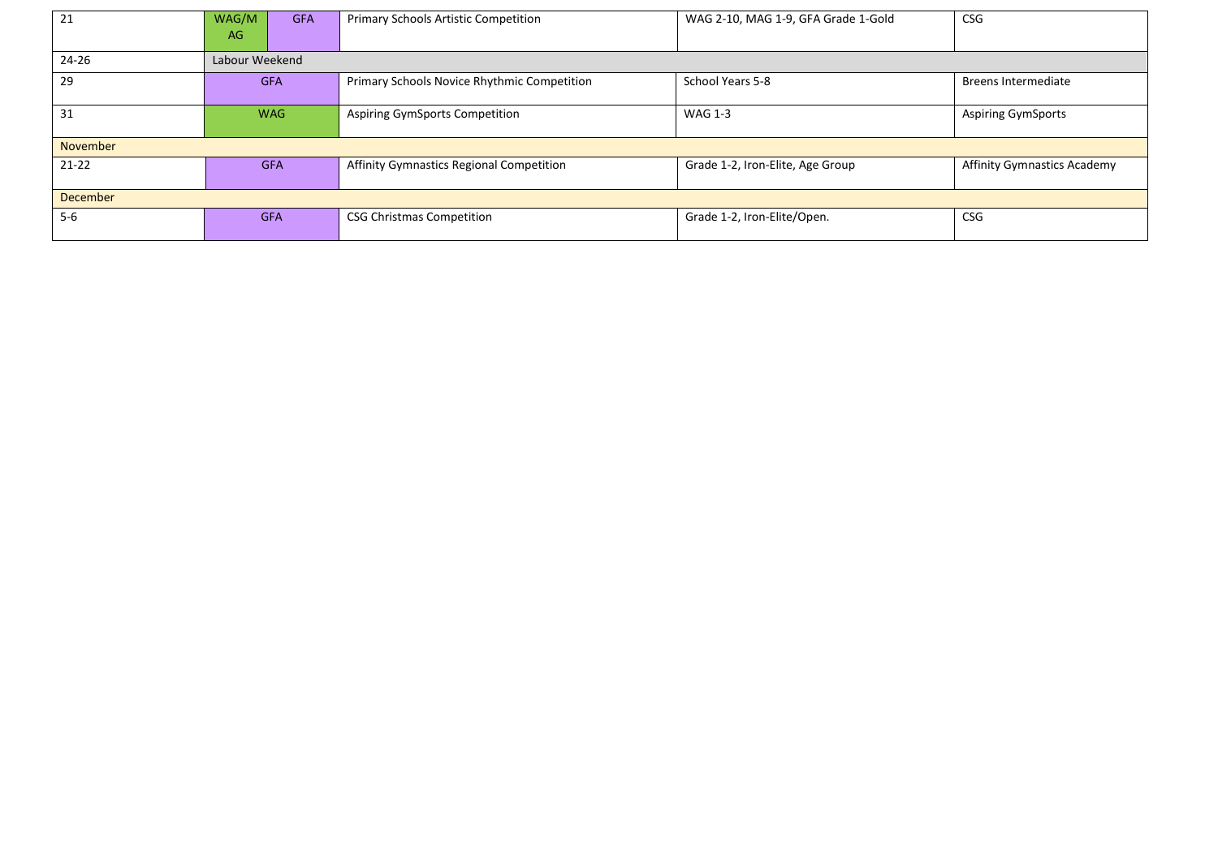| | | | | |
|---|---|---|---|---|
| 21 | WAG/MAG GFA | Primary Schools Artistic Competition | WAG 2-10, MAG 1-9, GFA Grade 1-Gold | CSG |
| 24-26 | Labour Weekend | | | |
| 29 | GFA | Primary Schools Novice Rhythmic Competition | School Years 5-8 | Breens Intermediate |
| 31 | WAG | Aspiring GymSports Competition | WAG 1-3 | Aspiring GymSports |
| November | | | | |
| 21-22 | GFA | Affinity Gymnastics Regional Competition | Grade 1-2, Iron-Elite, Age Group | Affinity Gymnastics Academy |
| December | | | | |
| 5-6 | GFA | CSG Christmas Competition | Grade 1-2, Iron-Elite/Open. | CSG |